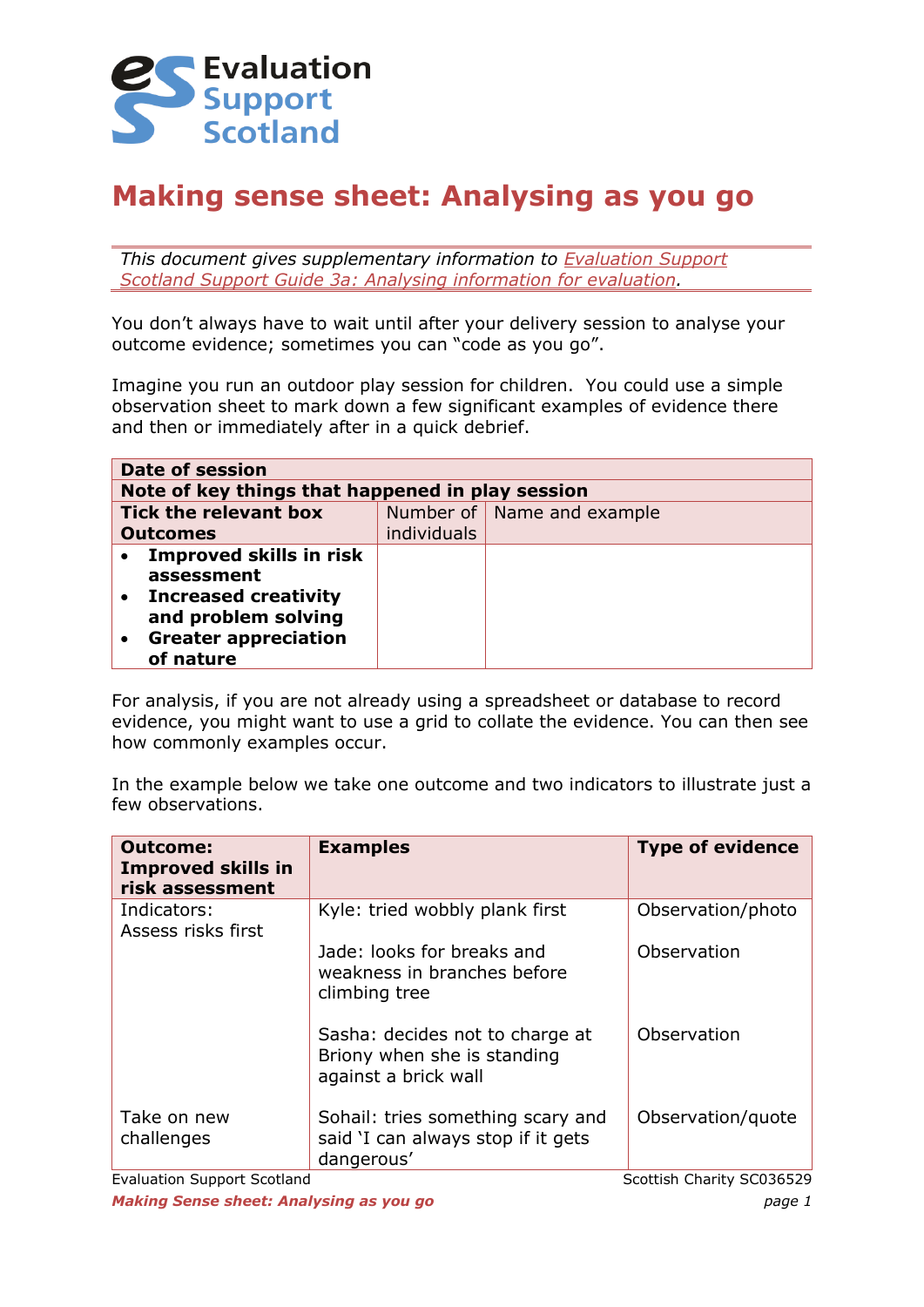Evaluation Support Scotland

# Making sense sheet: Analysing as you go

*This document gives supplementary information to Evaluation Support Scotland Support Guide 3a: Analysing information for evaluation.*

You don't always have to wait until after your delivery session to analyse your outcome evidence; sometimes you can "code as you go".

Imagine you run an outdoor play session for children. You could use a simple observation sheet to mark down a few significant examples of evidence there and then or immediately after in a quick debrief.

| **Date of session** | | |
|---|---|---|
| **Note of key things that happened in play session** | | |
| **Tick the relevant box Outcomes** | Number of individuals | Name and example |
| • **Improved skills in risk assessment** <br> • **Increased creativity and problem solving** <br> • **Greater appreciation of nature** | | |

For analysis, if you are not already using a spreadsheet or database to record evidence, you might want to use a grid to collate the evidence. You can then see how commonly examples occur.

In the example below we take one outcome and two indicators to illustrate just a few observations.

| **Outcome: Improved skills in risk assessment** | **Examples** | **Type of evidence** |
|---|---|---|
| Indicators: Assess risks first | Kyle: tried wobbly plank first | Observation/photo |
| | Jade: looks for breaks and weakness in branches before climbing tree | Observation |
| | Sasha: decides not to charge at Briony when she is standing against a brick wall | Observation |
| Take on new challenges | Sohail: tries something scary and said 'I can always stop if it gets dangerous' | Observation/quote |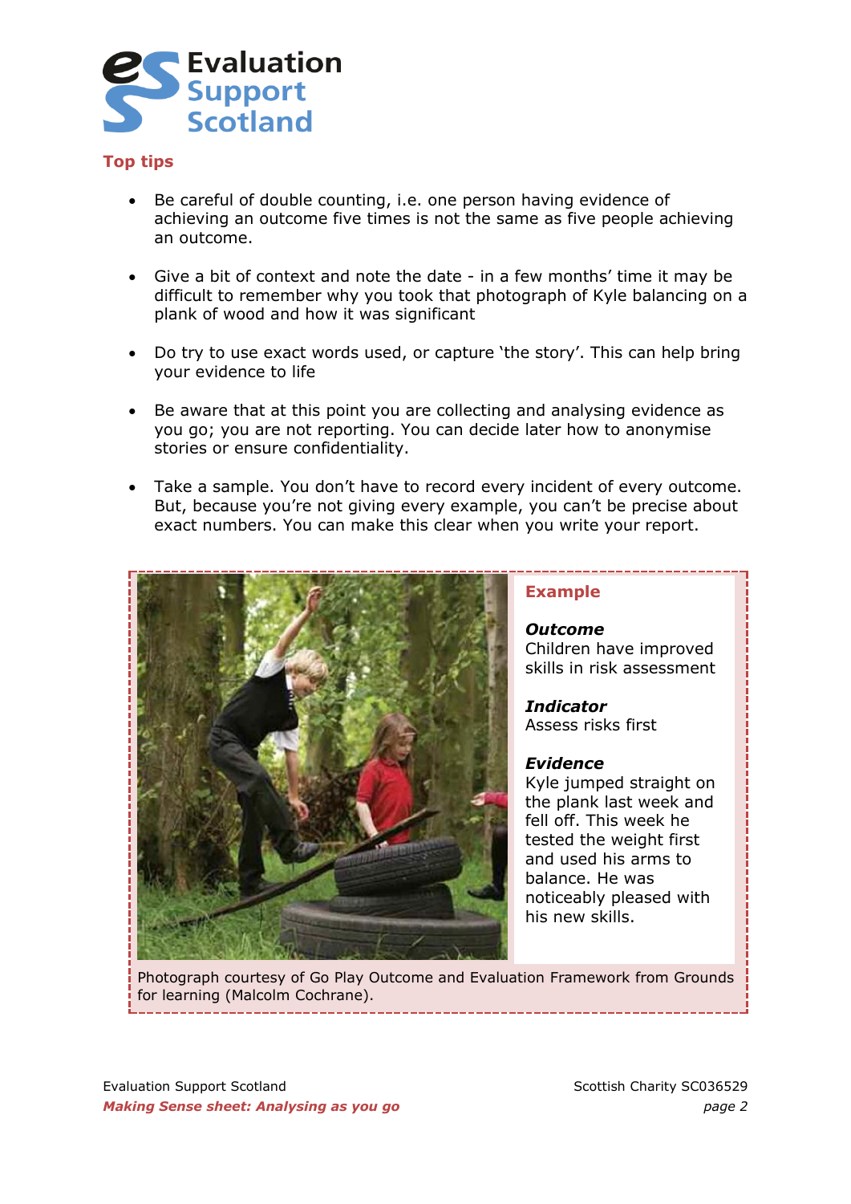## Top tips

- Be careful of double counting, i.e. one person having evidence of achieving an outcome five times is not the same as five people achieving an outcome.
- Give a bit of context and note the date - in a few months' time it may be difficult to remember why you took that photograph of Kyle balancing on a plank of wood and how it was significant
- Do try to use exact words used, or capture 'the story'. This can help bring your evidence to life
- Be aware that at this point you are collecting and analysing evidence as you go; you are not reporting. You can decide later how to anonymise stories or ensure confidentiality.
- Take a sample. You don't have to record every incident of every outcome. But, because you're not giving every example, you can't be precise about exact numbers. You can make this clear when you write your report.

### Example

***Outcome***
Children have improved skills in risk assessment

***Indicator***
Assess risks first

***Evidence***
Kyle jumped straight on the plank last week and fell off. This week he tested the weight first and used his arms to balance. He was noticeably pleased with his new skills.

Photograph courtesy of Go Play Outcome and Evaluation Framework from Grounds for learning (Malcolm Cochrane).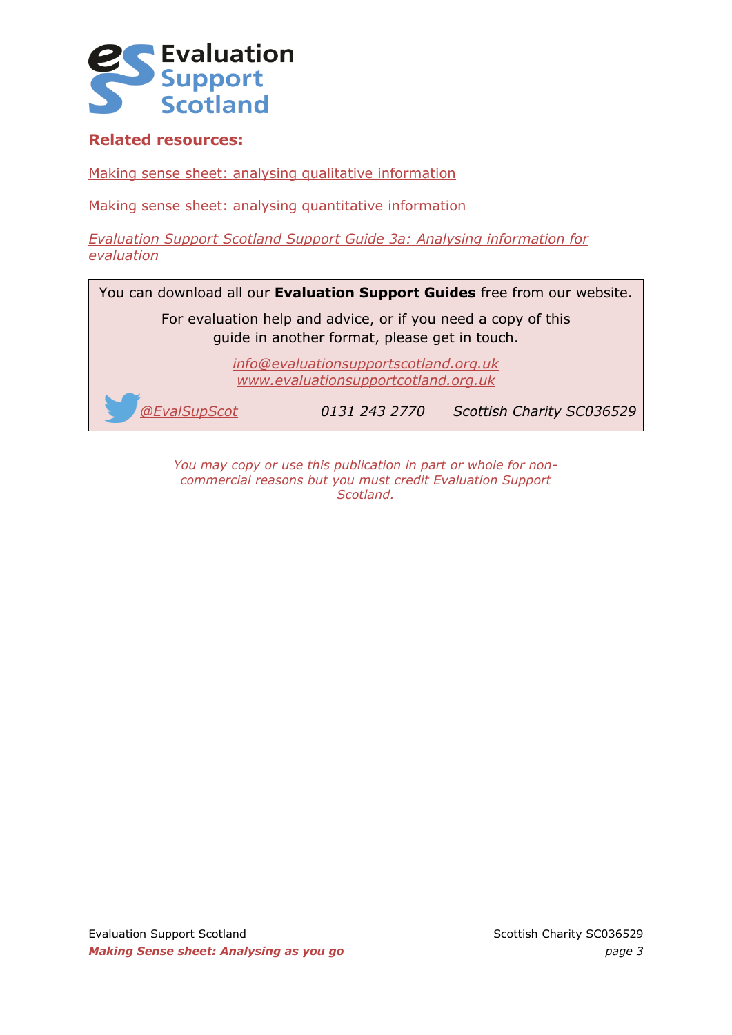Evaluation Support Scotland

**Related resources:**

Making sense sheet: analysing qualitative information

Making sense sheet: analysing quantitative information

*Evaluation Support Scotland Support Guide 3a: Analysing information for evaluation*

You can download all our **Evaluation Support Guides** free from our website.

For evaluation help and advice, or if you need a copy of this guide in another format, please get in touch.

*info@evaluationsupportscotland.org.uk*
*www.evaluationsupportcotland.org.uk*

*@EvalSupScot* *0131 243 2770* *Scottish Charity SC036529*

*You may copy or use this publication in part or whole for non-commercial reasons but you must credit Evaluation Support Scotland.*